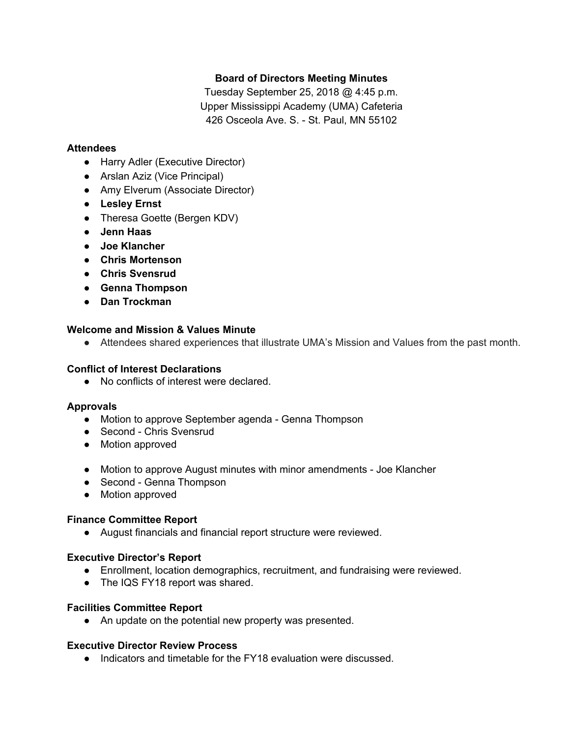**Board of Directors Meeting Minutes**

Tuesday September 25, 2018 @ 4:45 p.m.
Upper Mississippi Academy (UMA) Cafeteria
426 Osceola Ave. S. - St. Paul, MN 55102

### Attendees

- Harry Adler (Executive Director)
- Arslan Aziz (Vice Principal)
- Amy Elverum (Associate Director)
- **Lesley Ernst**
- Theresa Goette (Bergen KDV)
- **Jenn Haas**
- **Joe Klancher**
- **Chris Mortenson**
- **Chris Svensrud**
- **Genna Thompson**
- **Dan Trockman**

### Welcome and Mission & Values Minute

- Attendees shared experiences that illustrate UMA's Mission and Values from the past month.

### Conflict of Interest Declarations

- No conflicts of interest were declared.

### Approvals

- Motion to approve September agenda - Genna Thompson
- Second - Chris Svensrud
- Motion approved

- Motion to approve August minutes with minor amendments - Joe Klancher
- Second - Genna Thompson
- Motion approved

### Finance Committee Report

- August financials and financial report structure were reviewed.

### Executive Director's Report

- Enrollment, location demographics, recruitment, and fundraising were reviewed.
- The IQS FY18 report was shared.

### Facilities Committee Report

- An update on the potential new property was presented.

### Executive Director Review Process

- Indicators and timetable for the FY18 evaluation were discussed.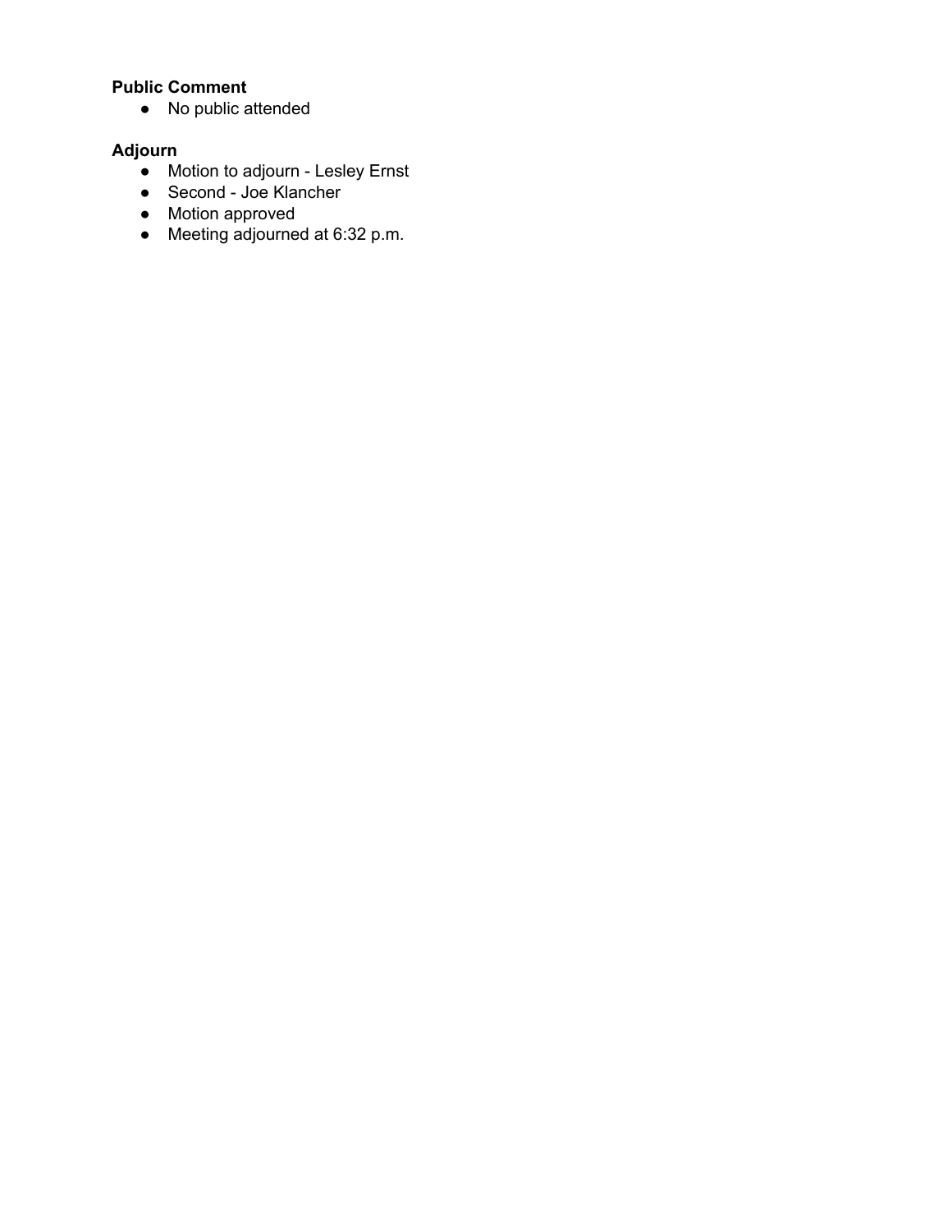**Public Comment**

- No public attended

**Adjourn**

- Motion to adjourn - Lesley Ernst
- Second - Joe Klancher
- Motion approved
- Meeting adjourned at 6:32 p.m.